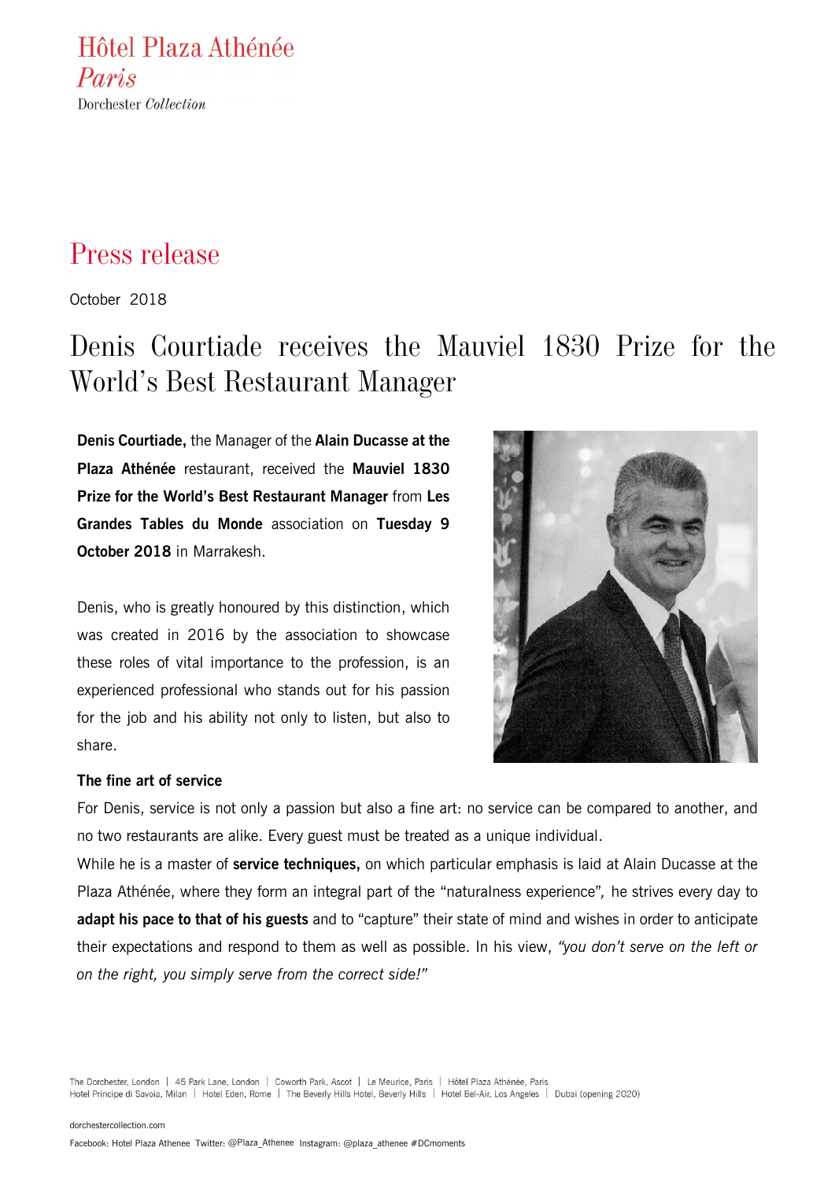Hôtel Plaza Athénée
*Paris*
Dorchester *Collection*

# Press release

October 2018

## Denis Courtiade receives the Mauviel 1830 Prize for the World's Best Restaurant Manager

**Denis Courtiade,** the Manager of the **Alain Ducasse at the Plaza Athénée** restaurant, received the **Mauviel 1830 Prize for the World's Best Restaurant Manager** from **Les Grandes Tables du Monde** association on **Tuesday 9 October 2018** in Marrakesh.

Denis, who is greatly honoured by this distinction, which was created in 2016 by the association to showcase these roles of vital importance to the profession, is an experienced professional who stands out for his passion for the job and his ability not only to listen, but also to share.

### The fine art of service

For Denis, service is not only a passion but also a fine art: no service can be compared to another, and no two restaurants are alike. Every guest must be treated as a unique individual.

While he is a master of **service techniques,** on which particular emphasis is laid at Alain Ducasse at the Plaza Athénée, where they form an integral part of the "naturalness experience", he strives every day to **adapt his pace to that of his guests** and to "capture" their state of mind and wishes in order to anticipate their expectations and respond to them as well as possible. In his view, *"you don't serve on the left or on the right, you simply serve from the correct side!"*

The Dorchester, London | 45 Park Lane, London | Coworth Park, Ascot | Le Meurice, Paris | Hôtel Plaza Athénée, Paris
Hotel Principe di Savoia, Milan | Hotel Eden, Rome | The Beverly Hills Hotel, Beverly Hills | Hotel Bel-Air, Los Angeles | Dubai (opening 2020)

dorchestercollection.com

Facebook: Hotel Plaza Athenee Twitter: @Plaza_Athenee Instagram: @plaza_athenee #DCmoments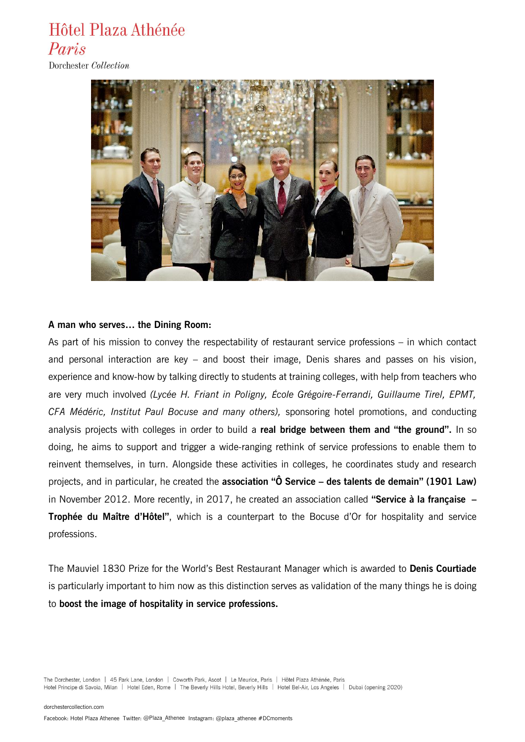**A man who serves… the Dining Room:**

As part of his mission to convey the respectability of restaurant service professions – in which contact and personal interaction are key – and boost their image, Denis shares and passes on his vision, experience and know-how by talking directly to students at training colleges, with help from teachers who are very much involved *(Lycée H. Friant in Poligny, École Grégoire-Ferrandi, Guillaume Tirel, EPMT, CFA Médéric, Institut Paul Bocuse and many others),* sponsoring hotel promotions, and conducting analysis projects with colleges in order to build a **real bridge between them and "the ground".** In so doing, he aims to support and trigger a wide-ranging rethink of service professions to enable them to reinvent themselves, in turn. Alongside these activities in colleges, he coordinates study and research projects, and in particular, he created the **association "Ô Service – des talents de demain" (1901 Law)** in November 2012. More recently, in 2017, he created an association called **"Service à la française – Trophée du Maître d'Hôtel"**, which is a counterpart to the Bocuse d'Or for hospitality and service professions.

The Mauviel 1830 Prize for the World's Best Restaurant Manager which is awarded to **Denis Courtiade** is particularly important to him now as this distinction serves as validation of the many things he is doing to **boost the image of hospitality in service professions.**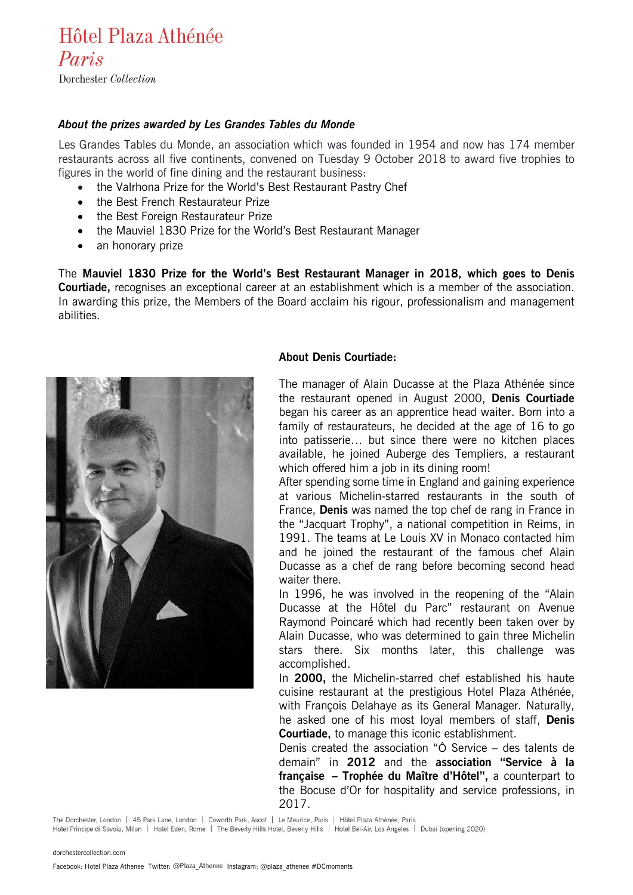*Hôtel Plaza Athénée*
*Paris*
*Dorchester Collection*

### *About the prizes awarded by Les Grandes Tables du Monde*

Les Grandes Tables du Monde, an association which was founded in 1954 and now has 174 member restaurants across all five continents, convened on Tuesday 9 October 2018 to award five trophies to figures in the world of fine dining and the restaurant business:

- the Valrhona Prize for the World's Best Restaurant Pastry Chef
- the Best French Restaurateur Prize
- the Best Foreign Restaurateur Prize
- the Mauviel 1830 Prize for the World's Best Restaurant Manager
- an honorary prize

The **Mauviel 1830 Prize for the World's Best Restaurant Manager in 2018, which goes to Denis Courtiade,** recognises an exceptional career at an establishment which is a member of the association. In awarding this prize, the Members of the Board acclaim his rigour, professionalism and management abilities.

### About Denis Courtiade:

The manager of Alain Ducasse at the Plaza Athénée since the restaurant opened in August 2000, **Denis Courtiade** began his career as an apprentice head waiter. Born into a family of restaurateurs, he decided at the age of 16 to go into patisserie… but since there were no kitchen places available, he joined Auberge des Templiers, a restaurant which offered him a job in its dining room!

After spending some time in England and gaining experience at various Michelin-starred restaurants in the south of France, **Denis** was named the top chef de rang in France in the "Jacquart Trophy", a national competition in Reims, in 1991. The teams at Le Louis XV in Monaco contacted him and he joined the restaurant of the famous chef Alain Ducasse as a chef de rang before becoming second head waiter there.

In 1996, he was involved in the reopening of the "Alain Ducasse at the Hôtel du Parc" restaurant on Avenue Raymond Poincaré which had recently been taken over by Alain Ducasse, who was determined to gain three Michelin stars there. Six months later, this challenge was accomplished.

In **2000,** the Michelin-starred chef established his haute cuisine restaurant at the prestigious Hotel Plaza Athénée, with François Delahaye as its General Manager. Naturally, he asked one of his most loyal members of staff, **Denis Courtiade,** to manage this iconic establishment.

Denis created the association "Ô Service – des talents de demain" in **2012** and the **association "Service à la française – Trophée du Maître d'Hôtel",** a counterpart to the Bocuse d'Or for hospitality and service professions, in 2017.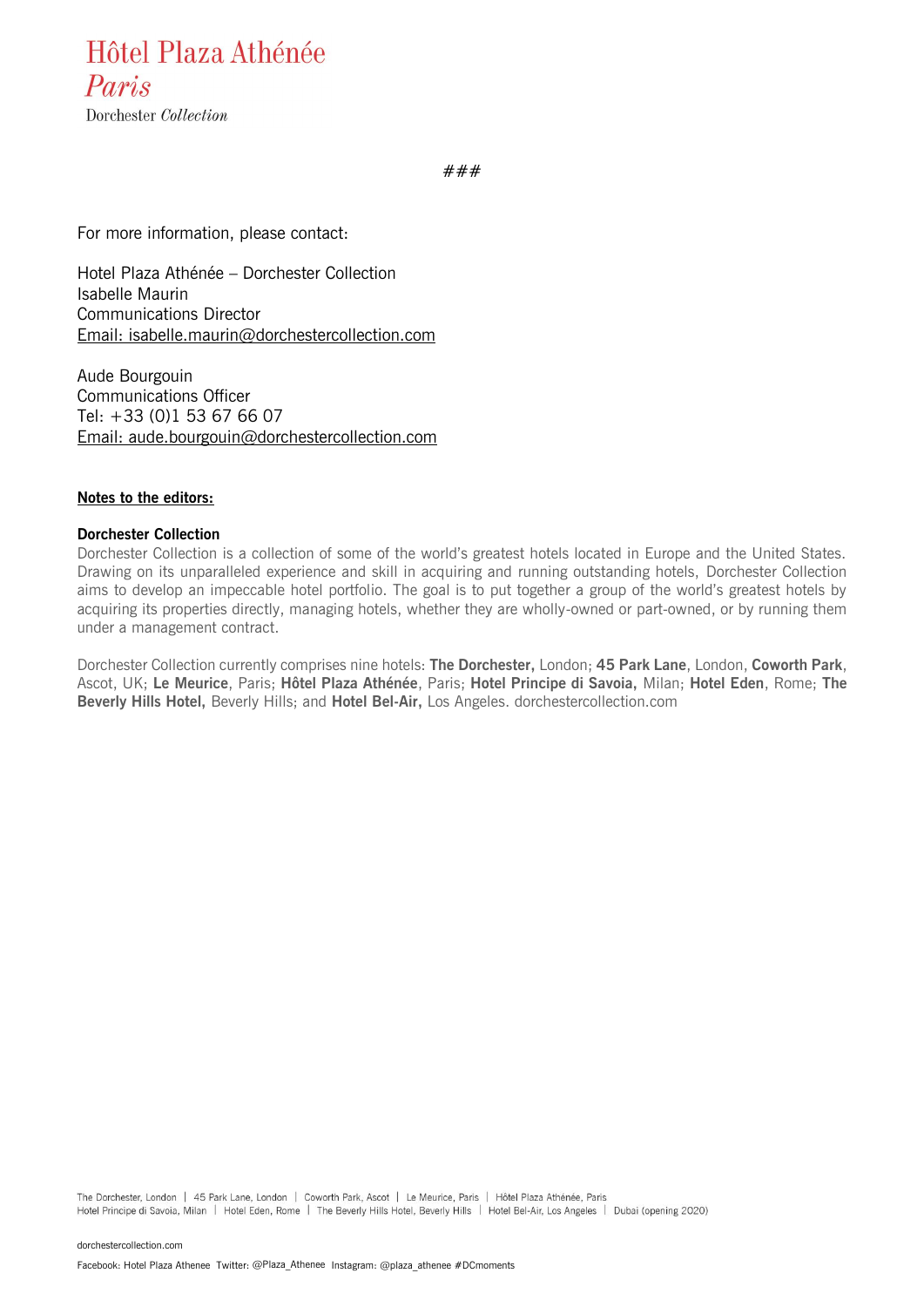Hôtel Plaza Athénée
*Paris*
Dorchester *Collection*

###

For more information, please contact:

Hotel Plaza Athénée – Dorchester Collection
Isabelle Maurin
Communications Director
Email: isabelle.maurin@dorchestercollection.com

Aude Bourgouin
Communications Officer
Tel: +33 (0)1 53 67 66 07
Email: aude.bourgouin@dorchestercollection.com

**Notes to the editors:**

**Dorchester Collection**

Dorchester Collection is a collection of some of the world's greatest hotels located in Europe and the United States. Drawing on its unparalleled experience and skill in acquiring and running outstanding hotels, Dorchester Collection aims to develop an impeccable hotel portfolio. The goal is to put together a group of the world's greatest hotels by acquiring its properties directly, managing hotels, whether they are wholly-owned or part-owned, or by running them under a management contract.

Dorchester Collection currently comprises nine hotels: **The Dorchester,** London; **45 Park Lane**, London, **Coworth Park**, Ascot, UK; **Le Meurice**, Paris; **Hôtel Plaza Athénée**, Paris; **Hotel Principe di Savoia,** Milan; **Hotel Eden**, Rome; **The Beverly Hills Hotel,** Beverly Hills; and **Hotel Bel-Air,** Los Angeles. dorchestercollection.com

The Dorchester, London | 45 Park Lane, London | Coworth Park, Ascot | Le Meurice, Paris | Hôtel Plaza Athénée, Paris
Hotel Principe di Savoia, Milan | Hotel Eden, Rome | The Beverly Hills Hotel, Beverly Hills | Hotel Bel-Air, Los Angeles | Dubai (opening 2020)

dorchestercollection.com

Facebook: Hotel Plaza Athenee Twitter: @Plaza_Athenee Instagram: @plaza_athenee #DCmoments